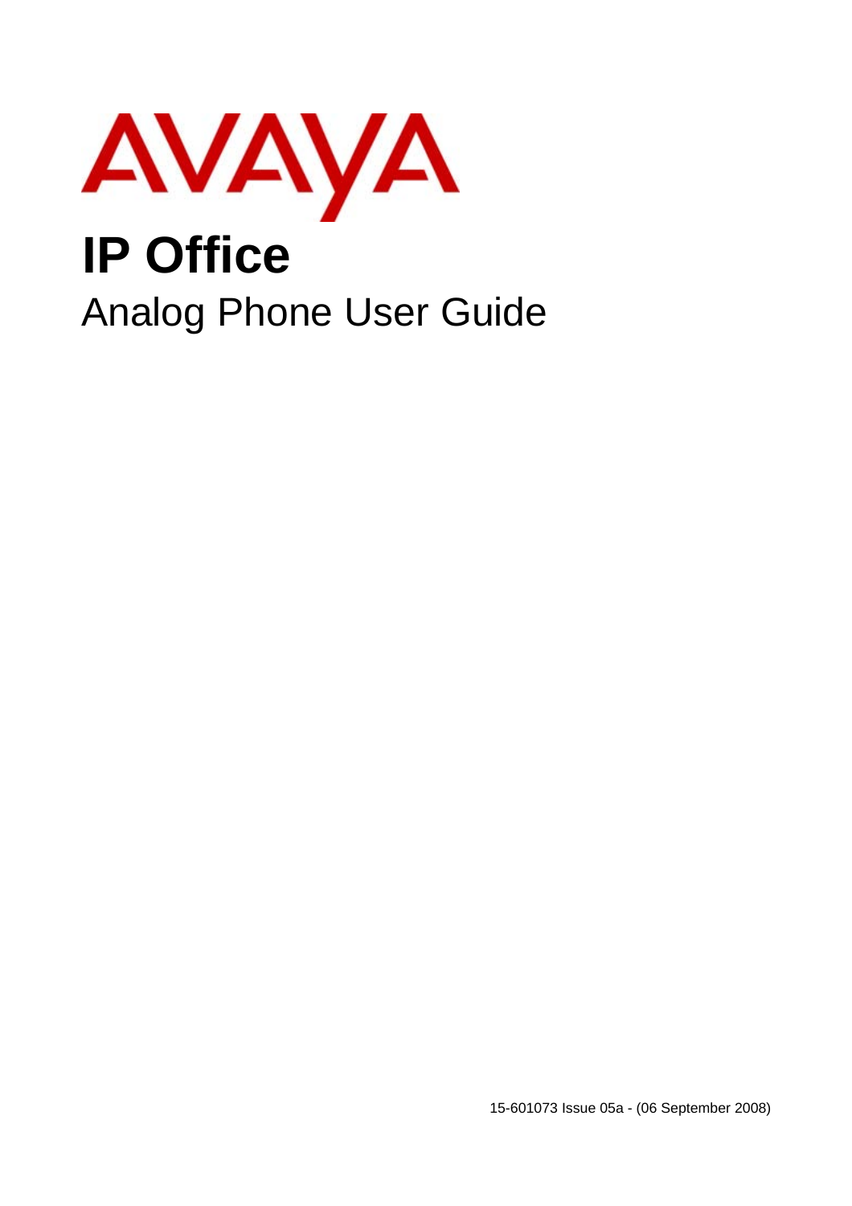AVAYA

# IP Office

## Analog Phone User Guide

15-601073 Issue 05a - (06 September 2008)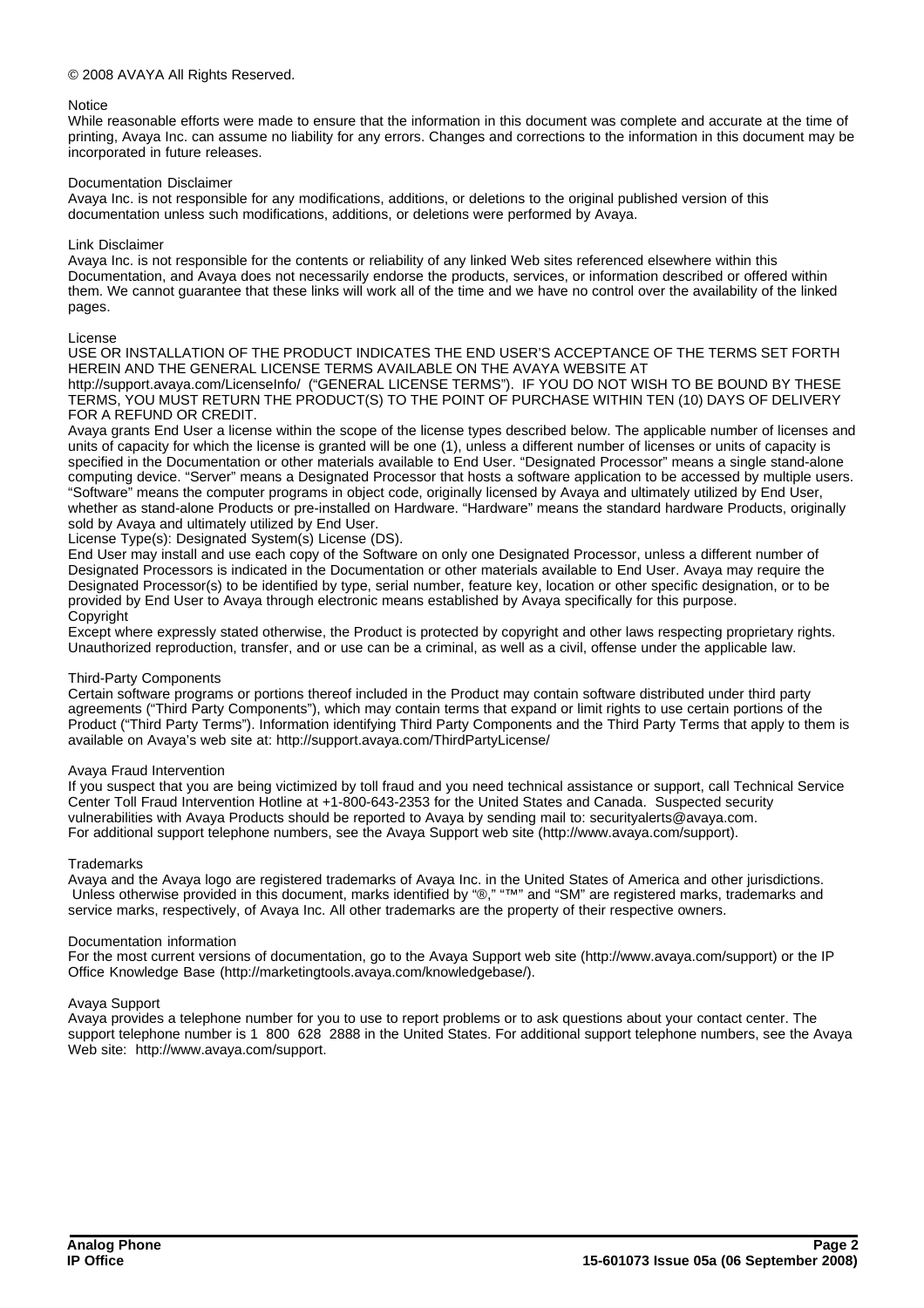© 2008 AVAYA All Rights Reserved.

Notice

While reasonable efforts were made to ensure that the information in this document was complete and accurate at the time of printing, Avaya Inc. can assume no liability for any errors. Changes and corrections to the information in this document may be incorporated in future releases.

Documentation Disclaimer

Avaya Inc. is not responsible for any modifications, additions, or deletions to the original published version of this documentation unless such modifications, additions, or deletions were performed by Avaya.

Link Disclaimer

Avaya Inc. is not responsible for the contents or reliability of any linked Web sites referenced elsewhere within this Documentation, and Avaya does not necessarily endorse the products, services, or information described or offered within them. We cannot guarantee that these links will work all of the time and we have no control over the availability of the linked pages.

License

USE OR INSTALLATION OF THE PRODUCT INDICATES THE END USER'S ACCEPTANCE OF THE TERMS SET FORTH HEREIN AND THE GENERAL LICENSE TERMS AVAILABLE ON THE AVAYA WEBSITE AT http://support.avaya.com/LicenseInfo/ ("GENERAL LICENSE TERMS"). IF YOU DO NOT WISH TO BE BOUND BY THESE TERMS, YOU MUST RETURN THE PRODUCT(S) TO THE POINT OF PURCHASE WITHIN TEN (10) DAYS OF DELIVERY FOR A REFUND OR CREDIT.

Avaya grants End User a license within the scope of the license types described below. The applicable number of licenses and units of capacity for which the license is granted will be one (1), unless a different number of licenses or units of capacity is specified in the Documentation or other materials available to End User. "Designated Processor" means a single stand-alone computing device. "Server" means a Designated Processor that hosts a software application to be accessed by multiple users. "Software" means the computer programs in object code, originally licensed by Avaya and ultimately utilized by End User, whether as stand-alone Products or pre-installed on Hardware. "Hardware" means the standard hardware Products, originally sold by Avaya and ultimately utilized by End User.

License Type(s): Designated System(s) License (DS).

End User may install and use each copy of the Software on only one Designated Processor, unless a different number of Designated Processors is indicated in the Documentation or other materials available to End User. Avaya may require the Designated Processor(s) to be identified by type, serial number, feature key, location or other specific designation, or to be provided by End User to Avaya through electronic means established by Avaya specifically for this purpose.

Copyright

Except where expressly stated otherwise, the Product is protected by copyright and other laws respecting proprietary rights. Unauthorized reproduction, transfer, and or use can be a criminal, as well as a civil, offense under the applicable law.

Third-Party Components

Certain software programs or portions thereof included in the Product may contain software distributed under third party agreements ("Third Party Components"), which may contain terms that expand or limit rights to use certain portions of the Product ("Third Party Terms"). Information identifying Third Party Components and the Third Party Terms that apply to them is available on Avaya's web site at: http://support.avaya.com/ThirdPartyLicense/

Avaya Fraud Intervention

If you suspect that you are being victimized by toll fraud and you need technical assistance or support, call Technical Service Center Toll Fraud Intervention Hotline at +1-800-643-2353 for the United States and Canada. Suspected security vulnerabilities with Avaya Products should be reported to Avaya by sending mail to: securityalerts@avaya.com.
For additional support telephone numbers, see the Avaya Support web site (http://www.avaya.com/support).

Trademarks

Avaya and the Avaya logo are registered trademarks of Avaya Inc. in the United States of America and other jurisdictions. Unless otherwise provided in this document, marks identified by "®," "™" and "SM" are registered marks, trademarks and service marks, respectively, of Avaya Inc. All other trademarks are the property of their respective owners.

Documentation information

For the most current versions of documentation, go to the Avaya Support web site (http://www.avaya.com/support) or the IP Office Knowledge Base (http://marketingtools.avaya.com/knowledgebase/).

Avaya Support

Avaya provides a telephone number for you to use to report problems or to ask questions about your contact center. The support telephone number is 1 800 628 2888 in the United States. For additional support telephone numbers, see the Avaya Web site: http://www.avaya.com/support.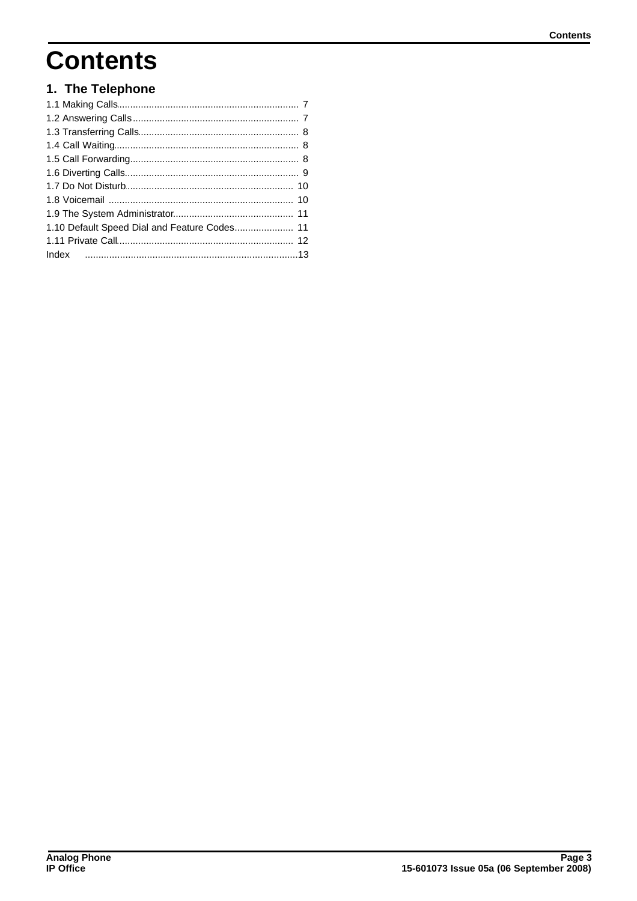# Contents

## 1. The Telephone

1.1 Making Calls.................................................................... 7
1.2 Answering Calls.............................................................. 7
1.3 Transferring Calls............................................................ 8
1.4 Call Waiting..................................................................... 8
1.5 Call Forwarding............................................................... 8
1.6 Diverting Calls................................................................. 9
1.7 Do Not Disturb.............................................................. 10
1.8 Voicemail ..................................................................... 10
1.9 The System Administrator............................................. 11
1.10 Default Speed Dial and Feature Codes...................... 11
1.11 Private Call.................................................................. 12
Index ..............................................................................13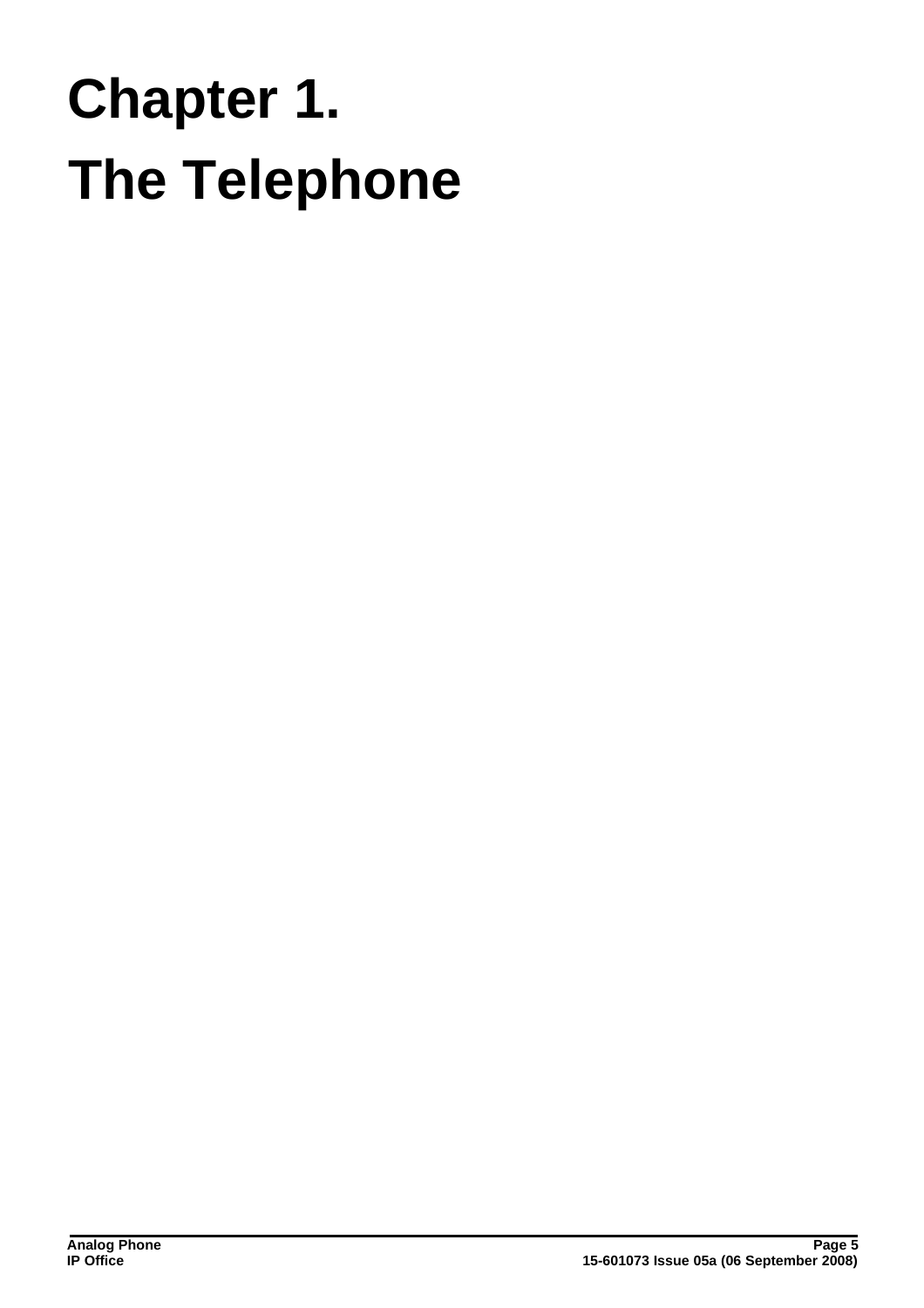# Chapter 1.
# The Telephone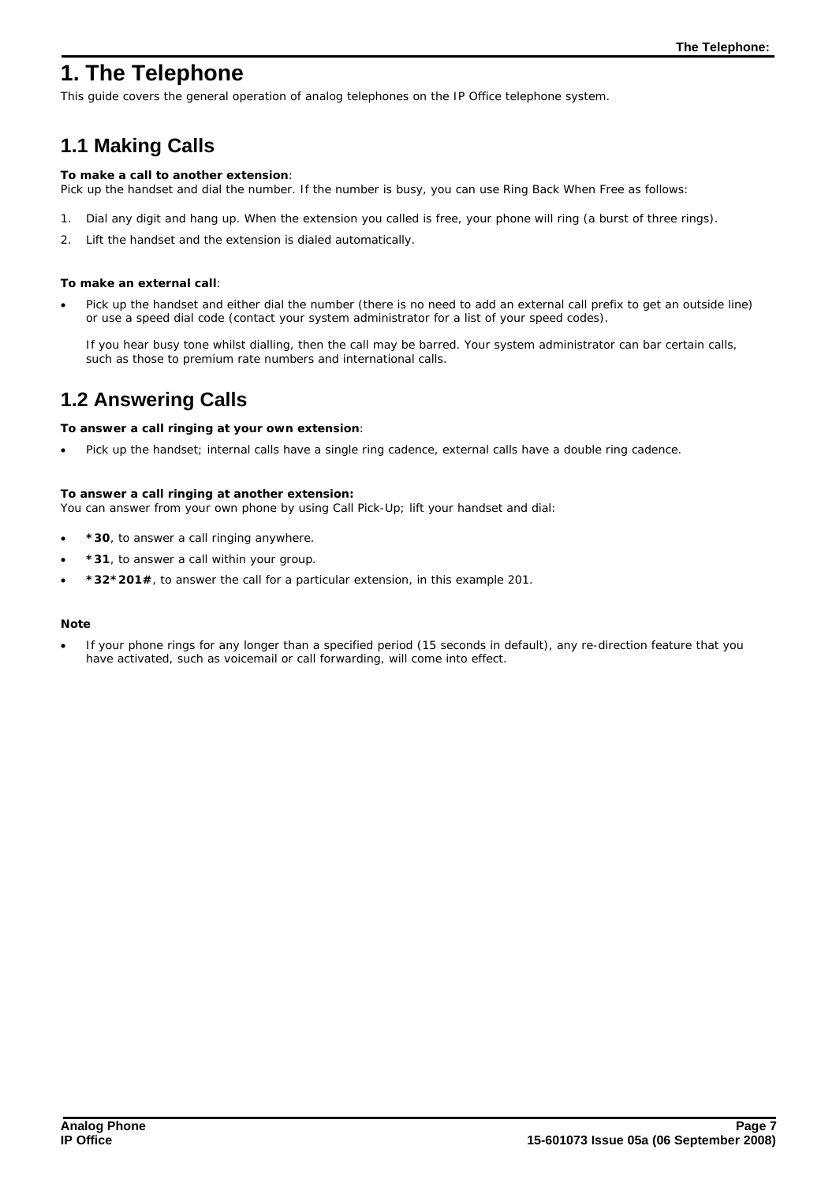# 1. The Telephone

This guide covers the general operation of analog telephones on the IP Office telephone system.

## 1.1 Making Calls

**To make a call to another extension**:
Pick up the handset and dial the number. If the number is busy, you can use Ring Back When Free as follows:

1. Dial any digit and hang up. When the extension you called is free, your phone will ring (a burst of three rings).
2. Lift the handset and the extension is dialed automatically.

**To make an external call**:

- Pick up the handset and either dial the number (there is no need to add an external call prefix to get an outside line) or use a speed dial code (contact your system administrator for a list of your speed codes).

  If you hear busy tone whilst dialling, then the call may be barred. Your system administrator can bar certain calls, such as those to premium rate numbers and international calls.

## 1.2 Answering Calls

**To answer a call ringing at your own extension**:

- Pick up the handset; internal calls have a single ring cadence, external calls have a double ring cadence.

**To answer a call ringing at another extension:**
You can answer from your own phone by using Call Pick-Up; lift your handset and dial:

- ***30**, to answer a call ringing anywhere.
- ***31**, to answer a call within your group.
- ***32*201#**, to answer the call for a particular extension, in this example 201.

**Note**

- If your phone rings for any longer than a specified period (15 seconds in default), any re-direction feature that you have activated, such as voicemail or call forwarding, will come into effect.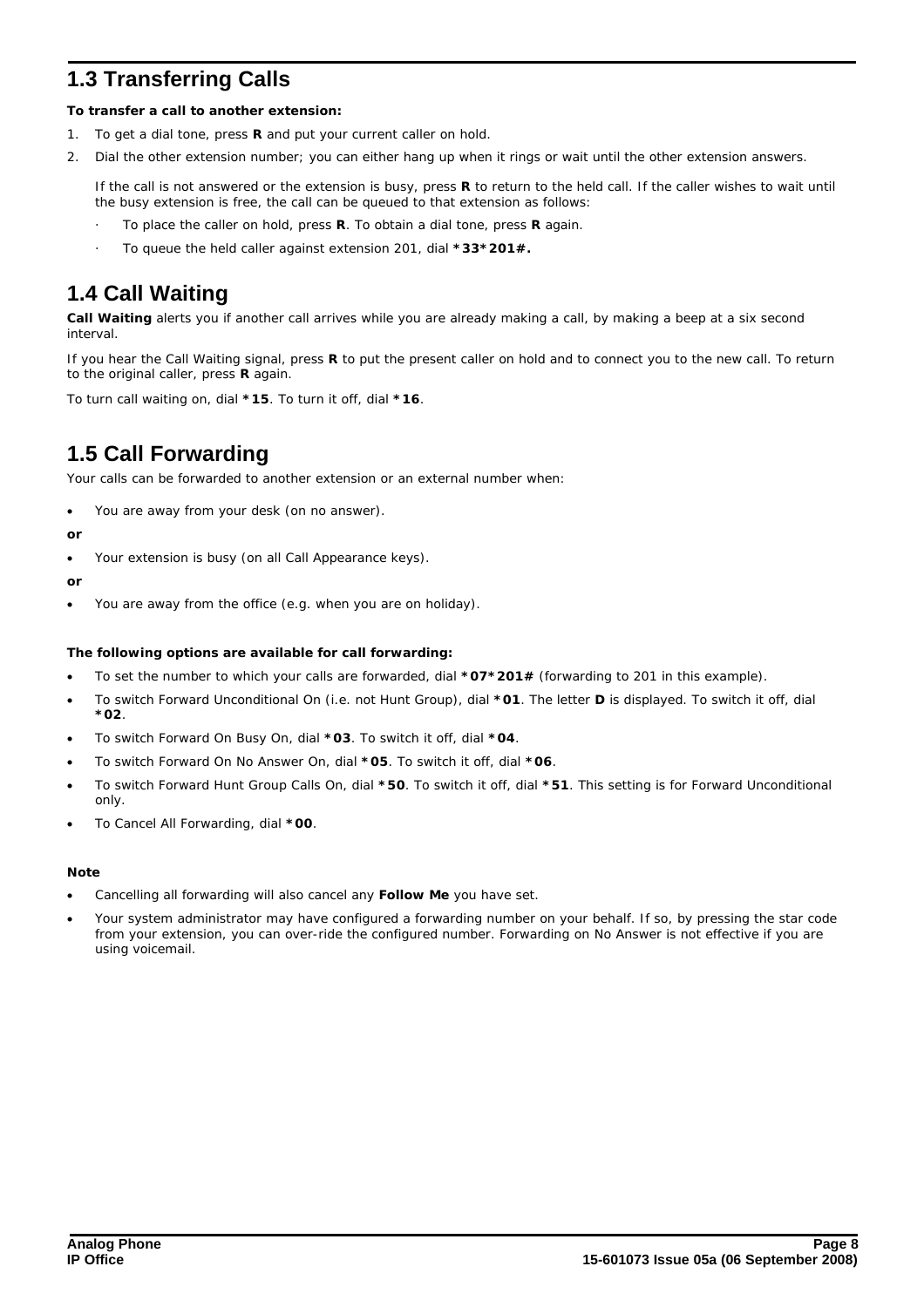## 1.3 Transferring Calls

**To transfer a call to another extension:**

1. To get a dial tone, press **R** and put your current caller on hold.
2. Dial the other extension number; you can either hang up when it rings or wait until the other extension answers.

   If the call is not answered or the extension is busy, press **R** to return to the held call. If the caller wishes to wait until the busy extension is free, the call can be queued to that extension as follows:

   - To place the caller on hold, press **R**. To obtain a dial tone, press **R** again.
   - To queue the held caller against extension 201, dial ***33*201#.**

## 1.4 Call Waiting

**Call Waiting** alerts you if another call arrives while you are already making a call, by making a beep at a six second interval.

If you hear the Call Waiting signal, press **R** to put the present caller on hold and to connect you to the new call. To return to the original caller, press **R** again.

To turn call waiting on, dial ***15**. To turn it off, dial ***16**.

## 1.5 Call Forwarding

Your calls can be forwarded to another extension or an external number when:

- You are away from your desk (on no answer).

**or**

- Your extension is busy (on all Call Appearance keys).

**or**

- You are away from the office (e.g. when you are on holiday).

**The following options are available for call forwarding:**

- To set the number to which your calls are forwarded, dial ***07*201#** (forwarding to 201 in this example).
- To switch Forward Unconditional On (i.e. not Hunt Group), dial ***01**. The letter **D** is displayed. To switch it off, dial ***02**.
- To switch Forward On Busy On, dial ***03**. To switch it off, dial ***04**.
- To switch Forward On No Answer On, dial ***05**. To switch it off, dial ***06**.
- To switch Forward Hunt Group Calls On, dial ***50**. To switch it off, dial ***51**. This setting is for Forward Unconditional only.
- To Cancel All Forwarding, dial ***00**.

**Note**

- Cancelling all forwarding will also cancel any **Follow Me** you have set.
- Your system administrator may have configured a forwarding number on your behalf. If so, by pressing the star code from your extension, you can over-ride the configured number. Forwarding on No Answer is not effective if you are using voicemail.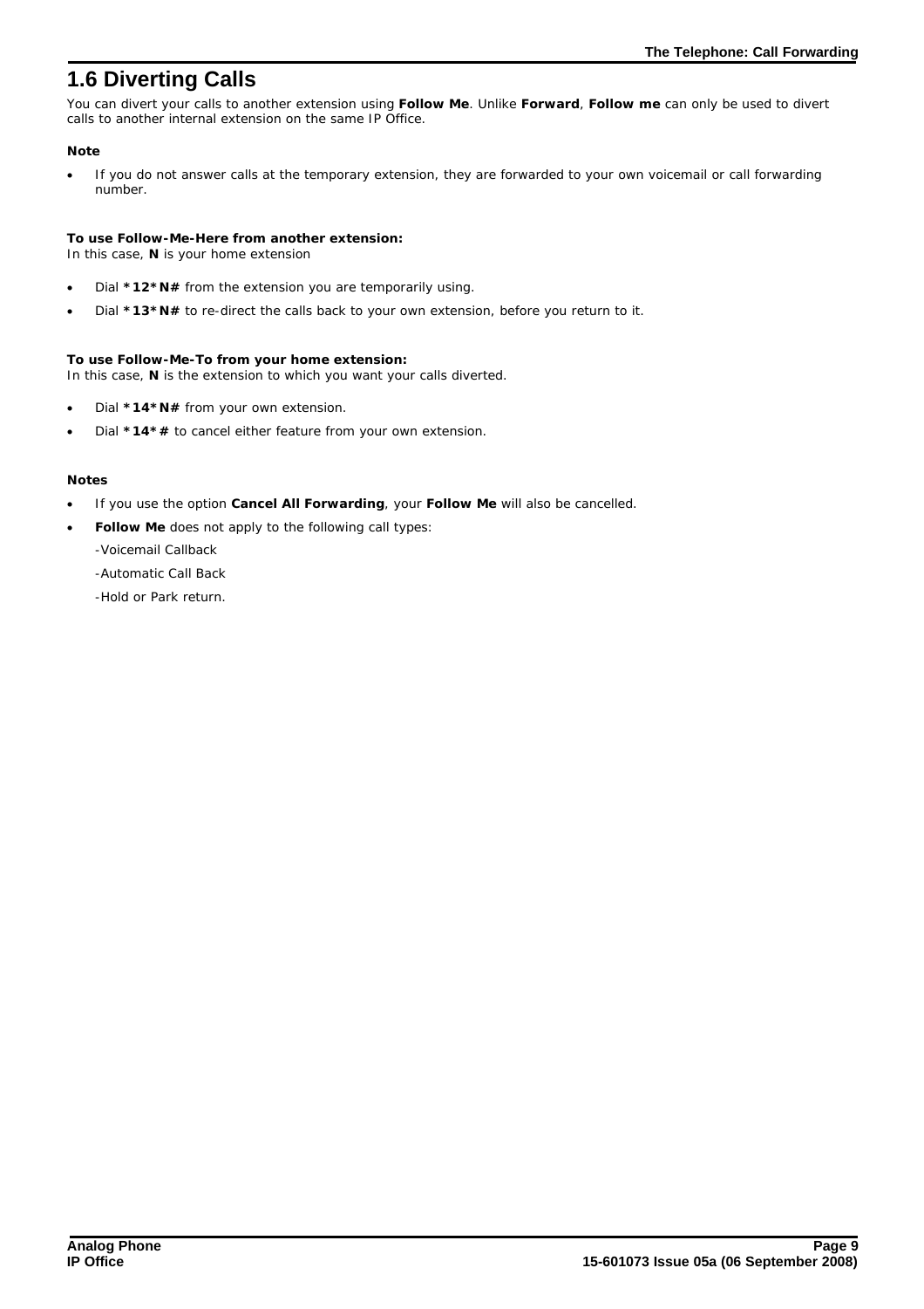# 1.6 Diverting Calls

You can divert your calls to another extension using **Follow Me**. Unlike **Forward**, **Follow me** can only be used to divert calls to another internal extension on the same IP Office.

**Note**

- If you do not answer calls at the temporary extension, they are forwarded to your own voicemail or call forwarding number.

**To use Follow-Me-Here from another extension:**
In this case, **N** is your home extension

- Dial ***12*N#** from the extension you are temporarily using.
- Dial ***13*N#** to re-direct the calls back to your own extension, before you return to it.

**To use Follow-Me-To from your home extension:**
In this case, **N** is the extension to which you want your calls diverted.

- Dial ***14*N#** from your own extension.
- Dial ***14*#** to cancel either feature from your own extension.

**Notes**

- If you use the option **Cancel All Forwarding**, your **Follow Me** will also be cancelled.
- **Follow Me** does not apply to the following call types:

  -Voicemail Callback

  -Automatic Call Back

  -Hold or Park return.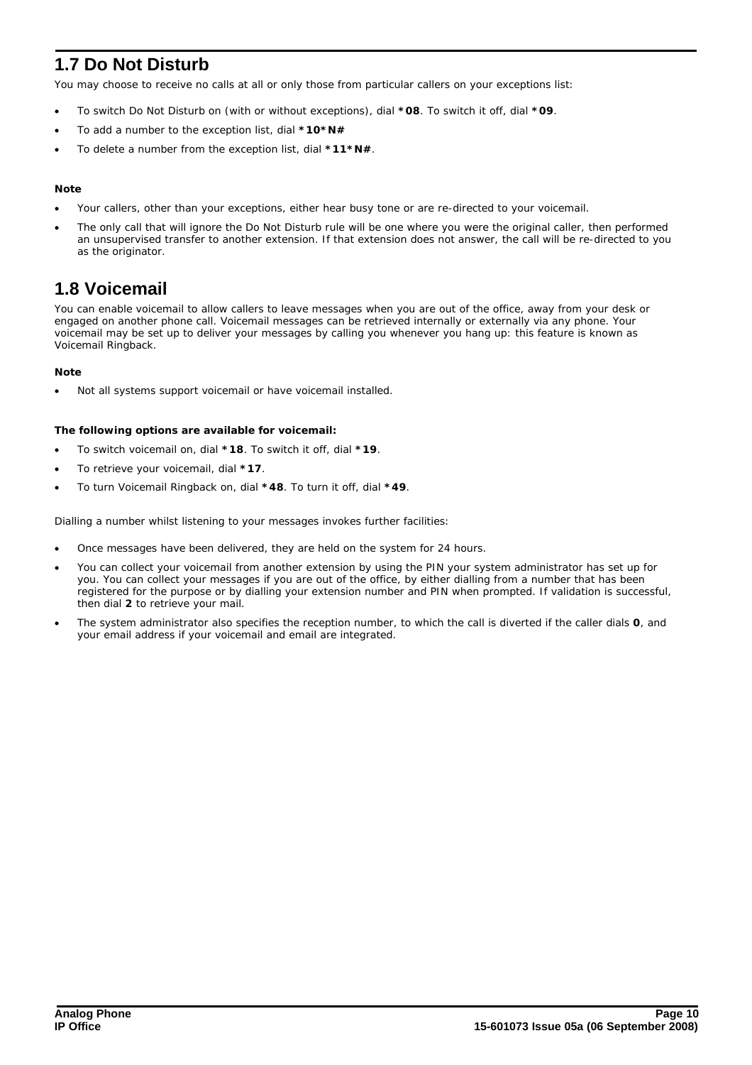## 1.7 Do Not Disturb

You may choose to receive no calls at all or only those from particular callers on your exceptions list:

- To switch Do Not Disturb on (with or without exceptions), dial **\*08**. To switch it off, dial **\*09**.
- To add a number to the exception list, dial **\*10\*N#**
- To delete a number from the exception list, dial **\*11\*N#**.

**Note**

- Your callers, other than your exceptions, either hear busy tone or are re-directed to your voicemail.
- The only call that will ignore the Do Not Disturb rule will be one where you were the original caller, then performed an unsupervised transfer to another extension. If that extension does not answer, the call will be re-directed to you as the originator.

## 1.8 Voicemail

You can enable voicemail to allow callers to leave messages when you are out of the office, away from your desk or engaged on another phone call. Voicemail messages can be retrieved internally or externally via any phone. Your voicemail may be set up to deliver your messages by calling you whenever you hang up: this feature is known as Voicemail Ringback.

**Note**

- Not all systems support voicemail or have voicemail installed.

**The following options are available for voicemail:**

- To switch voicemail on, dial **\*18**. To switch it off, dial **\*19**.
- To retrieve your voicemail, dial **\*17**.
- To turn Voicemail Ringback on, dial **\*48**. To turn it off, dial **\*49**.

Dialling a number whilst listening to your messages invokes further facilities:

- Once messages have been delivered, they are held on the system for 24 hours.
- You can collect your voicemail from another extension by using the PIN your system administrator has set up for you. You can collect your messages if you are out of the office, by either dialling from a number that has been registered for the purpose or by dialling your extension number and PIN when prompted. If validation is successful, then dial **2** to retrieve your mail.
- The system administrator also specifies the reception number, to which the call is diverted if the caller dials **0**, and your email address if your voicemail and email are integrated.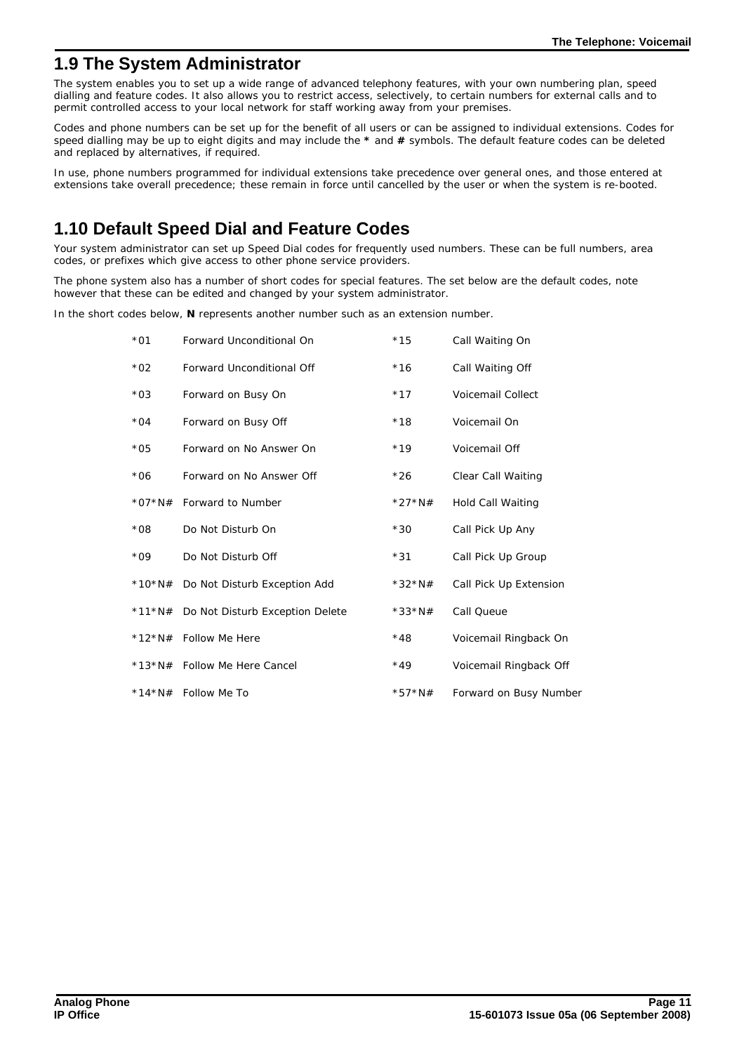## 1.9 The System Administrator

The system enables you to set up a wide range of advanced telephony features, with your own numbering plan, speed dialling and feature codes. It also allows you to restrict access, selectively, to certain numbers for external calls and to permit controlled access to your local network for staff working away from your premises.

Codes and phone numbers can be set up for the benefit of all users or can be assigned to individual extensions. Codes for speed dialling may be up to eight digits and may include the **\*** and **#** symbols. The default feature codes can be deleted and replaced by alternatives, if required.

In use, phone numbers programmed for individual extensions take precedence over general ones, and those entered at extensions take overall precedence; these remain in force until cancelled by the user or when the system is re-booted.

## 1.10 Default Speed Dial and Feature Codes

Your system administrator can set up Speed Dial codes for frequently used numbers. These can be full numbers, area codes, or prefixes which give access to other phone service providers.

The phone system also has a number of short codes for special features. The set below are the default codes, note however that these can be edited and changed by your system administrator.

In the short codes below, **N** represents another number such as an extension number.

| Code | Feature | Code | Feature |
|---|---|---|---|
| *01 | Forward Unconditional On | *15 | Call Waiting On |
| *02 | Forward Unconditional Off | *16 | Call Waiting Off |
| *03 | Forward on Busy On | *17 | Voicemail Collect |
| *04 | Forward on Busy Off | *18 | Voicemail On |
| *05 | Forward on No Answer On | *19 | Voicemail Off |
| *06 | Forward on No Answer Off | *26 | Clear Call Waiting |
| *07*N# | Forward to Number | *27*N# | Hold Call Waiting |
| *08 | Do Not Disturb On | *30 | Call Pick Up Any |
| *09 | Do Not Disturb Off | *31 | Call Pick Up Group |
| *10*N# | Do Not Disturb Exception Add | *32*N# | Call Pick Up Extension |
| *11*N# | Do Not Disturb Exception Delete | *33*N# | Call Queue |
| *12*N# | Follow Me Here | *48 | Voicemail Ringback On |
| *13*N# | Follow Me Here Cancel | *49 | Voicemail Ringback Off |
| *14*N# | Follow Me To | *57*N# | Forward on Busy Number |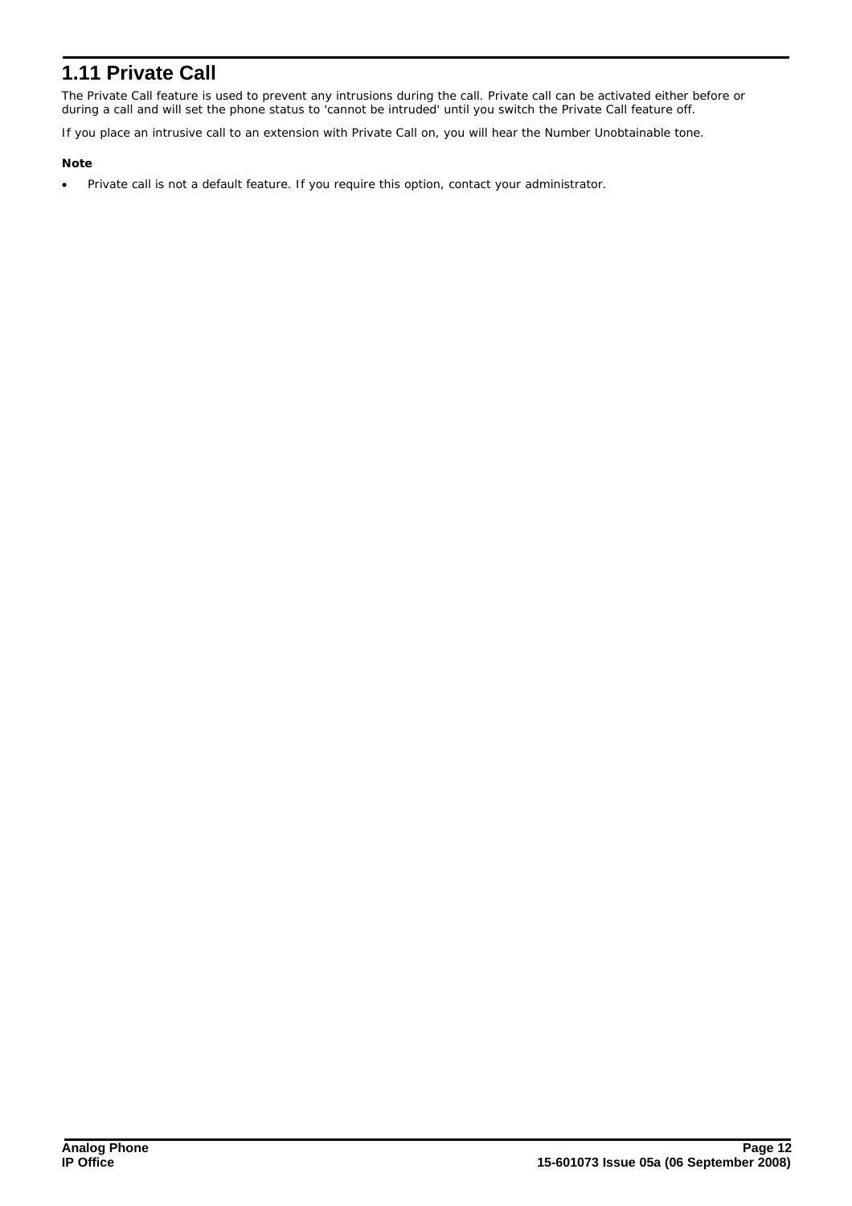## 1.11 Private Call

The Private Call feature is used to prevent any intrusions during the call. Private call can be activated either before or during a call and will set the phone status to 'cannot be intruded' until you switch the Private Call feature off.

If you place an intrusive call to an extension with Private Call on, you will hear the Number Unobtainable tone.

**Note**

- Private call is not a default feature. If you require this option, contact your administrator.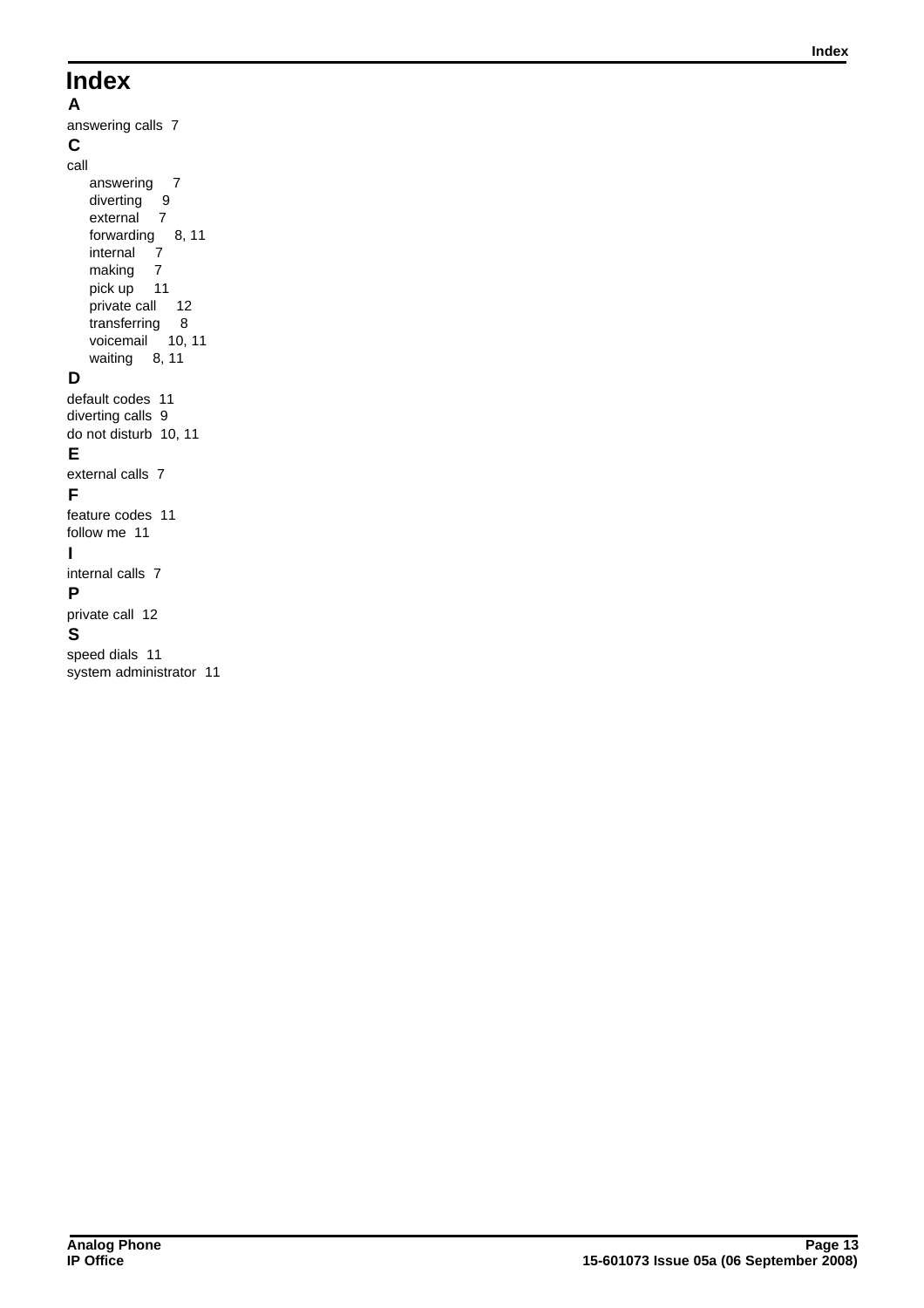# Index

**A**

answering calls 7

**C**

call
- answering 7
- diverting 9
- external 7
- forwarding 8, 11
- internal 7
- making 7
- pick up 11
- private call 12
- transferring 8
- voicemail 10, 11
- waiting 8, 11

**D**

default codes 11
diverting calls 9
do not disturb 10, 11

**E**

external calls 7

**F**

feature codes 11
follow me 11

**I**

internal calls 7

**P**

private call 12

**S**

speed dials 11
system administrator 11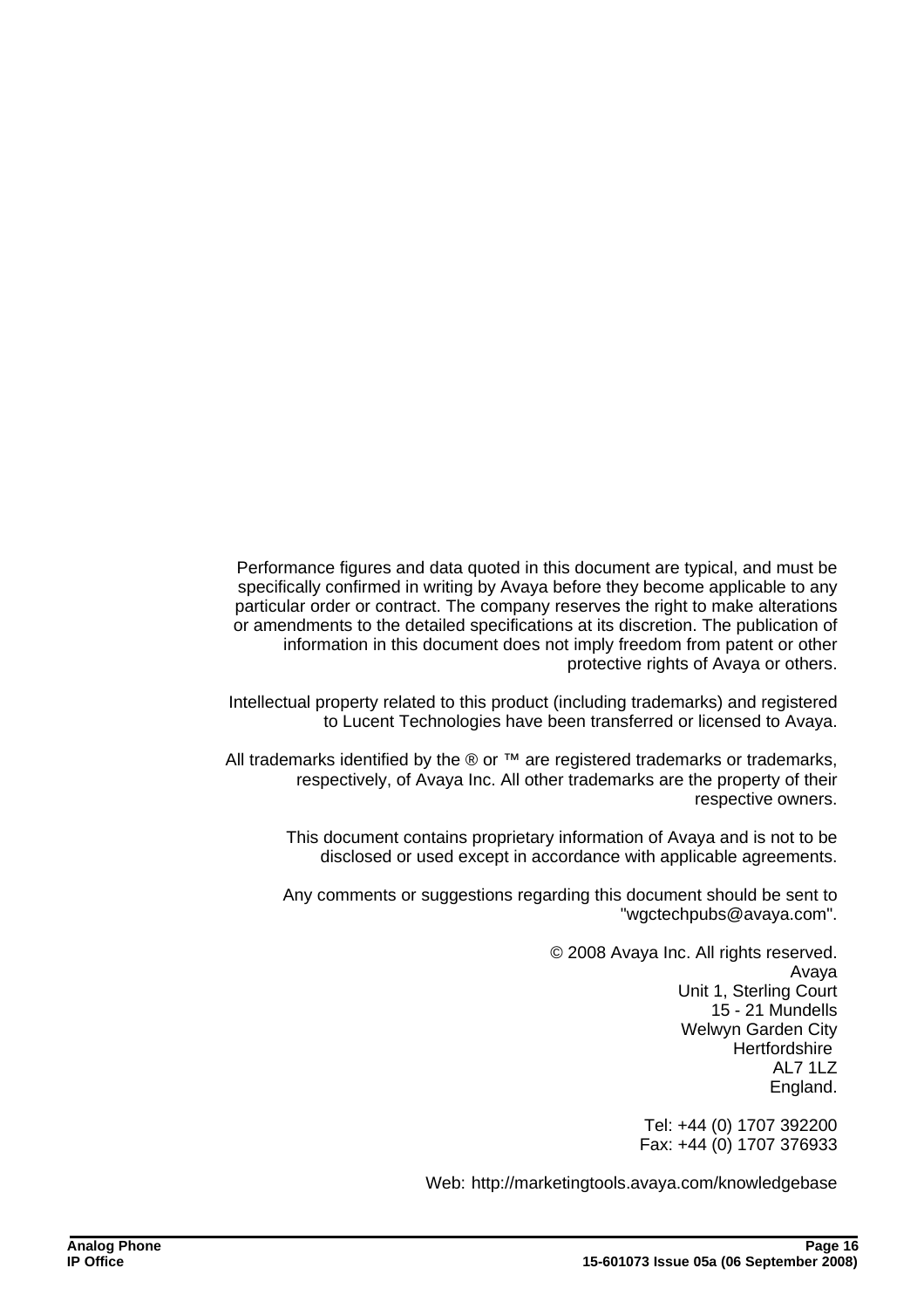Performance figures and data quoted in this document are typical, and must be specifically confirmed in writing by Avaya before they become applicable to any particular order or contract. The company reserves the right to make alterations or amendments to the detailed specifications at its discretion. The publication of information in this document does not imply freedom from patent or other protective rights of Avaya or others.

Intellectual property related to this product (including trademarks) and registered to Lucent Technologies have been transferred or licensed to Avaya.

All trademarks identified by the ® or ™ are registered trademarks or trademarks, respectively, of Avaya Inc. All other trademarks are the property of their respective owners.

This document contains proprietary information of Avaya and is not to be disclosed or used except in accordance with applicable agreements.

Any comments or suggestions regarding this document should be sent to "wgctechpubs@avaya.com".

© 2008 Avaya Inc. All rights reserved.
Avaya
Unit 1, Sterling Court
15 - 21 Mundells
Welwyn Garden City
Hertfordshire
AL7 1LZ
England.

Tel: +44 (0) 1707 392200
Fax: +44 (0) 1707 376933

Web: http://marketingtools.avaya.com/knowledgebase